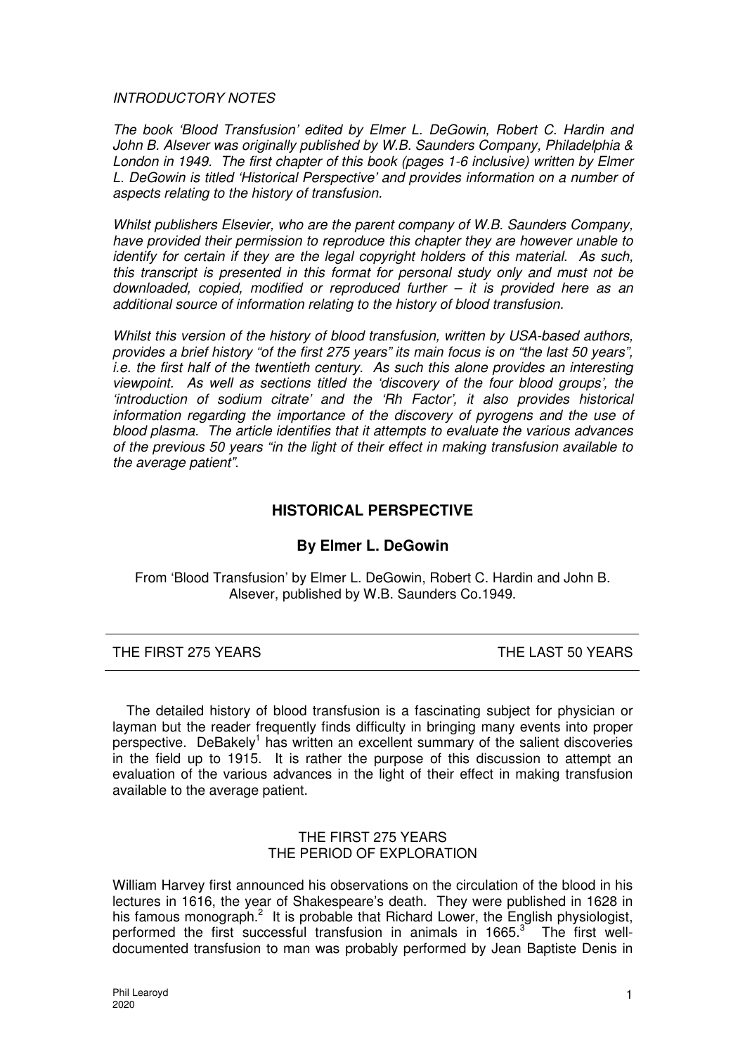*INTRODUCTORY NOTES*

*The book 'Blood Transfusion' edited by Elmer L. DeGowin, Robert C. Hardin and John B. Alsever was originally published by W.B. Saunders Company, Philadelphia & London in 1949. The first chapter of this book (pages 1-6 inclusive) written by Elmer L. DeGowin is titled 'Historical Perspective' and provides information on a number of aspects relating to the history of transfusion.*

*Whilst publishers Elsevier, who are the parent company of W.B. Saunders Company, have provided their permission to reproduce this chapter they are however unable to identify for certain if they are the legal copyright holders of this material. As such, this transcript is presented in this format for personal study only and must not be downloaded, copied, modified or reproduced further – it is provided here as an additional source of information relating to the history of blood transfusion.*

*Whilst this version of the history of blood transfusion, written by USA-based authors, provides a brief history "of the first 275 years" its main focus is on "the last 50 years", i.e. the first half of the twentieth century. As such this alone provides an interesting viewpoint. As well as sections titled the 'discovery of the four blood groups', the 'introduction of sodium citrate' and the 'Rh Factor', it also provides historical information regarding the importance of the discovery of pyrogens and the use of blood plasma. The article identifies that it attempts to evaluate the various advances of the previous 50 years "in the light of their effect in making transfusion available to the average patient".*

## HISTORICAL PERSPECTIVE

### By Elmer L. DeGowin

From 'Blood Transfusion' by Elmer L. DeGowin, Robert C. Hardin and John B. Alsever, published by W.B. Saunders Co.1949.

---

THE FIRST 275 YEARS — THE LAST 50 YEARS

---

The detailed history of blood transfusion is a fascinating subject for physician or layman but the reader frequently finds difficulty in bringing many events into proper perspective. DeBakely[1] has written an excellent summary of the salient discoveries in the field up to 1915. It is rather the purpose of this discussion to attempt an evaluation of the various advances in the light of their effect in making transfusion available to the average patient.

#### THE FIRST 275 YEARS
#### THE PERIOD OF EXPLORATION

William Harvey first announced his observations on the circulation of the blood in his lectures in 1616, the year of Shakespeare's death. They were published in 1628 in his famous monograph.[2] It is probable that Richard Lower, the English physiologist, performed the first successful transfusion in animals in 1665.[3] The first well-documented transfusion to man was probably performed by Jean Baptiste Denis in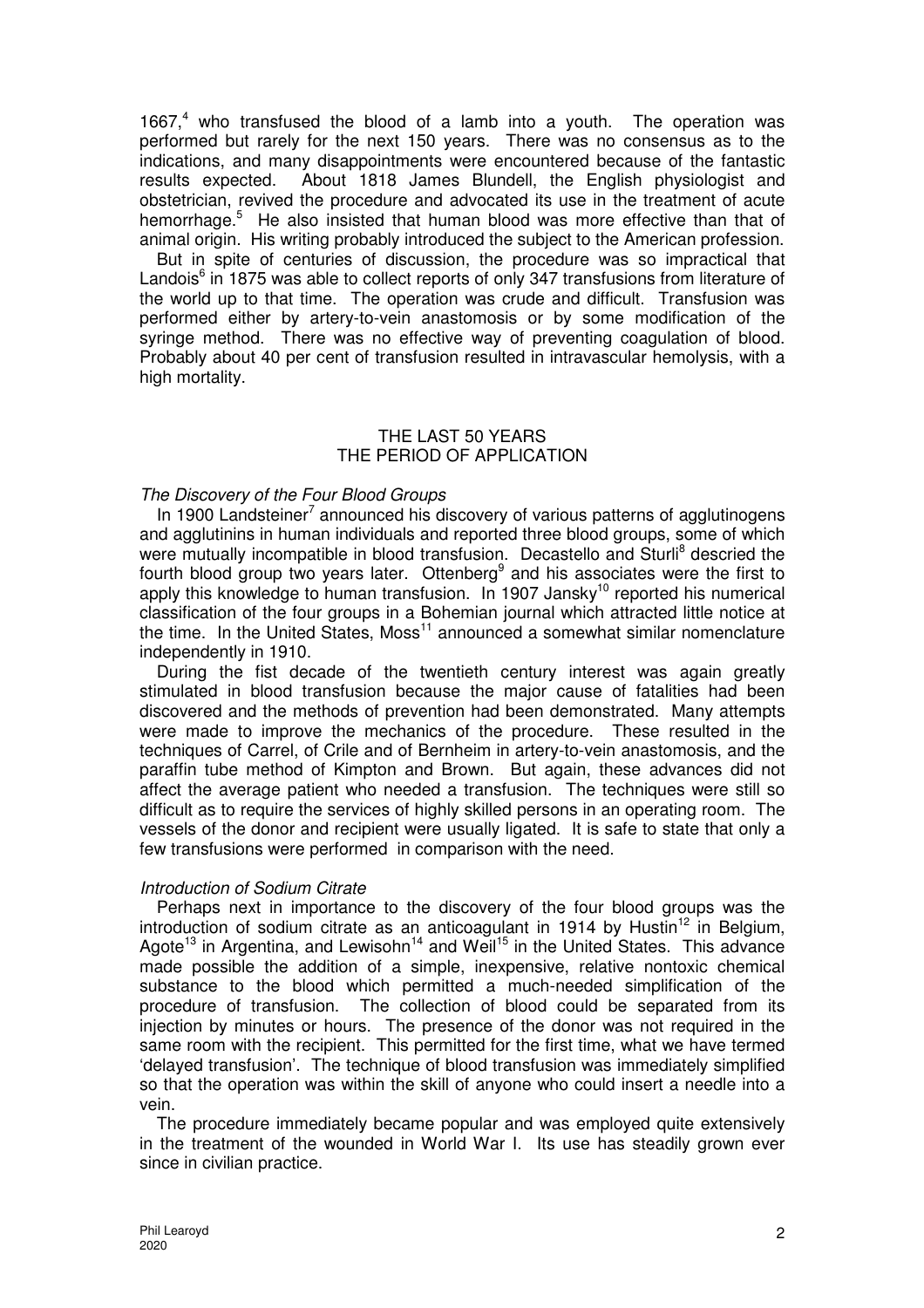1667,[4] who transfused the blood of a lamb into a youth. The operation was performed but rarely for the next 150 years. There was no consensus as to the indications, and many disappointments were encountered because of the fantastic results expected. About 1818 James Blundell, the English physiologist and obstetrician, revived the procedure and advocated its use in the treatment of acute hemorrhage.[5] He also insisted that human blood was more effective than that of animal origin. His writing probably introduced the subject to the American profession.

But in spite of centuries of discussion, the procedure was so impractical that Landois[6] in 1875 was able to collect reports of only 347 transfusions from literature of the world up to that time. The operation was crude and difficult. Transfusion was performed either by artery-to-vein anastomosis or by some modification of the syringe method. There was no effective way of preventing coagulation of blood. Probably about 40 per cent of transfusion resulted in intravascular hemolysis, with a high mortality.

## THE LAST 50 YEARS
## THE PERIOD OF APPLICATION

*The Discovery of the Four Blood Groups*

In 1900 Landsteiner[7] announced his discovery of various patterns of agglutinogens and agglutinins in human individuals and reported three blood groups, some of which were mutually incompatible in blood transfusion. Decastello and Sturli[8] descried the fourth blood group two years later. Ottenberg[9] and his associates were the first to apply this knowledge to human transfusion. In 1907 Jansky[10] reported his numerical classification of the four groups in a Bohemian journal which attracted little notice at the time. In the United States, Moss[11] announced a somewhat similar nomenclature independently in 1910.

During the fist decade of the twentieth century interest was again greatly stimulated in blood transfusion because the major cause of fatalities had been discovered and the methods of prevention had been demonstrated. Many attempts were made to improve the mechanics of the procedure. These resulted in the techniques of Carrel, of Crile and of Bernheim in artery-to-vein anastomosis, and the paraffin tube method of Kimpton and Brown. But again, these advances did not affect the average patient who needed a transfusion. The techniques were still so difficult as to require the services of highly skilled persons in an operating room. The vessels of the donor and recipient were usually ligated. It is safe to state that only a few transfusions were performed in comparison with the need.

*Introduction of Sodium Citrate*

Perhaps next in importance to the discovery of the four blood groups was the introduction of sodium citrate as an anticoagulant in 1914 by Hustin[12] in Belgium, Agote[13] in Argentina, and Lewisohn[14] and Weil[15] in the United States. This advance made possible the addition of a simple, inexpensive, relative nontoxic chemical substance to the blood which permitted a much-needed simplification of the procedure of transfusion. The collection of blood could be separated from its injection by minutes or hours. The presence of the donor was not required in the same room with the recipient. This permitted for the first time, what we have termed 'delayed transfusion'. The technique of blood transfusion was immediately simplified so that the operation was within the skill of anyone who could insert a needle into a vein.

The procedure immediately became popular and was employed quite extensively in the treatment of the wounded in World War I. Its use has steadily grown ever since in civilian practice.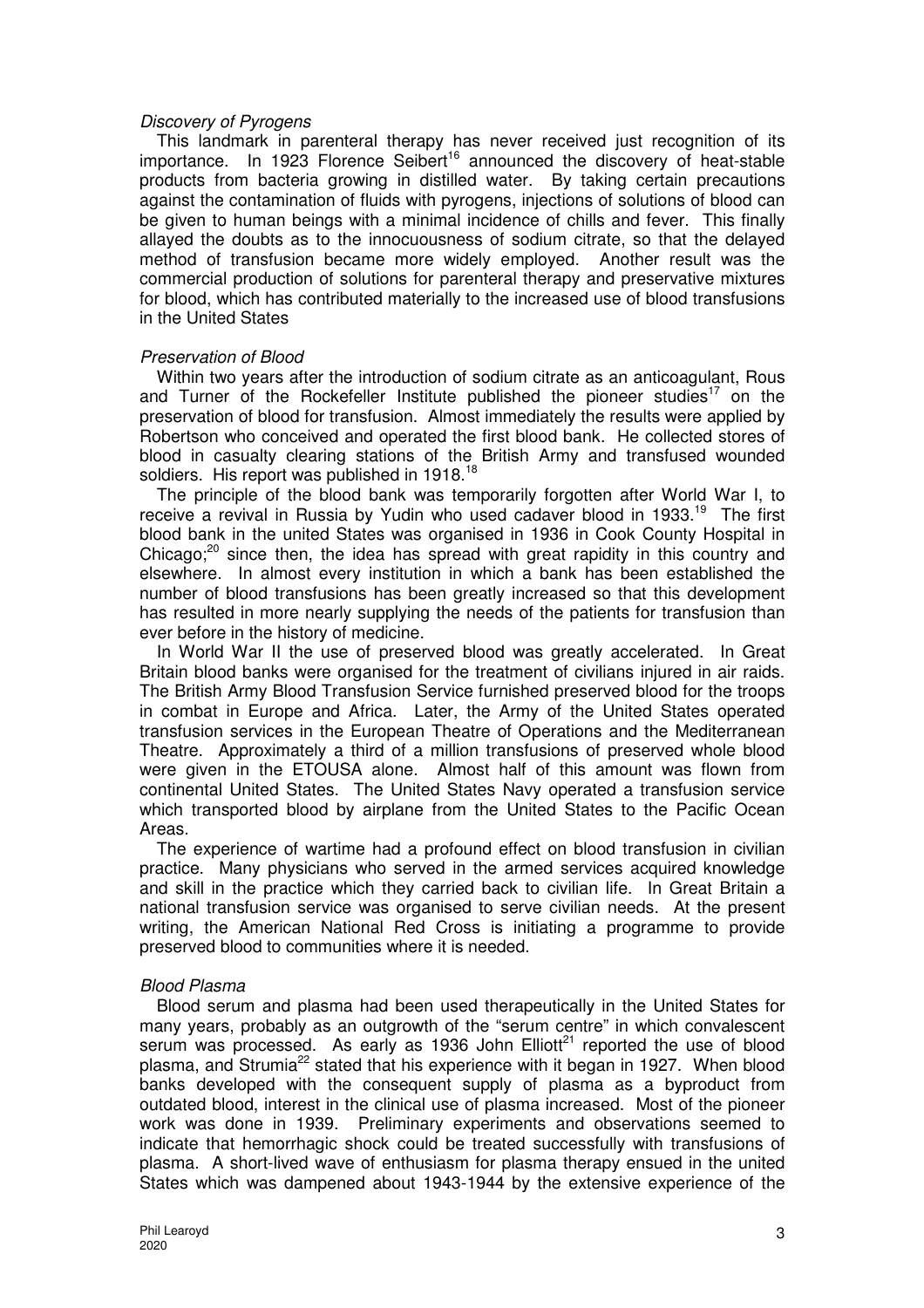*Discovery of Pyrogens*

This landmark in parenteral therapy has never received just recognition of its importance. In 1923 Florence Seibert[16] announced the discovery of heat-stable products from bacteria growing in distilled water. By taking certain precautions against the contamination of fluids with pyrogens, injections of solutions of blood can be given to human beings with a minimal incidence of chills and fever. This finally allayed the doubts as to the innocuousness of sodium citrate, so that the delayed method of transfusion became more widely employed. Another result was the commercial production of solutions for parenteral therapy and preservative mixtures for blood, which has contributed materially to the increased use of blood transfusions in the United States

*Preservation of Blood*

Within two years after the introduction of sodium citrate as an anticoagulant, Rous and Turner of the Rockefeller Institute published the pioneer studies[17] on the preservation of blood for transfusion. Almost immediately the results were applied by Robertson who conceived and operated the first blood bank. He collected stores of blood in casualty clearing stations of the British Army and transfused wounded soldiers. His report was published in 1918.[18]

The principle of the blood bank was temporarily forgotten after World War I, to receive a revival in Russia by Yudin who used cadaver blood in 1933.[19] The first blood bank in the united States was organised in 1936 in Cook County Hospital in Chicago;[20] since then, the idea has spread with great rapidity in this country and elsewhere. In almost every institution in which a bank has been established the number of blood transfusions has been greatly increased so that this development has resulted in more nearly supplying the needs of the patients for transfusion than ever before in the history of medicine.

In World War II the use of preserved blood was greatly accelerated. In Great Britain blood banks were organised for the treatment of civilians injured in air raids. The British Army Blood Transfusion Service furnished preserved blood for the troops in combat in Europe and Africa. Later, the Army of the United States operated transfusion services in the European Theatre of Operations and the Mediterranean Theatre. Approximately a third of a million transfusions of preserved whole blood were given in the ETOUSA alone. Almost half of this amount was flown from continental United States. The United States Navy operated a transfusion service which transported blood by airplane from the United States to the Pacific Ocean Areas.

The experience of wartime had a profound effect on blood transfusion in civilian practice. Many physicians who served in the armed services acquired knowledge and skill in the practice which they carried back to civilian life. In Great Britain a national transfusion service was organised to serve civilian needs. At the present writing, the American National Red Cross is initiating a programme to provide preserved blood to communities where it is needed.

*Blood Plasma*

Blood serum and plasma had been used therapeutically in the United States for many years, probably as an outgrowth of the "serum centre" in which convalescent serum was processed. As early as 1936 John Elliott[21] reported the use of blood plasma, and Strumia[22] stated that his experience with it began in 1927. When blood banks developed with the consequent supply of plasma as a byproduct from outdated blood, interest in the clinical use of plasma increased. Most of the pioneer work was done in 1939. Preliminary experiments and observations seemed to indicate that hemorrhagic shock could be treated successfully with transfusions of plasma. A short-lived wave of enthusiasm for plasma therapy ensued in the united States which was dampened about 1943-1944 by the extensive experience of the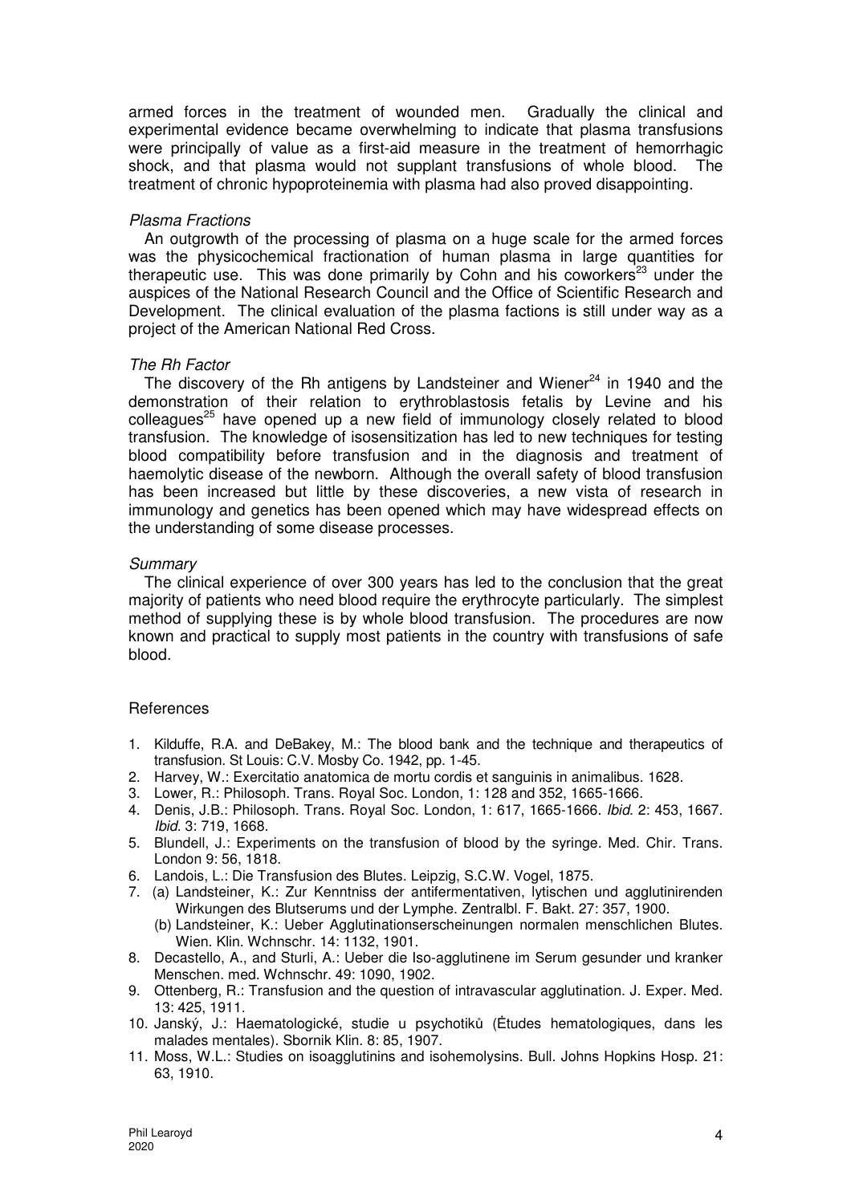armed forces in the treatment of wounded men. Gradually the clinical and experimental evidence became overwhelming to indicate that plasma transfusions were principally of value as a first-aid measure in the treatment of hemorrhagic shock, and that plasma would not supplant transfusions of whole blood. The treatment of chronic hypoproteinemia with plasma had also proved disappointing.

### *Plasma Fractions*

An outgrowth of the processing of plasma on a huge scale for the armed forces was the physicochemical fractionation of human plasma in large quantities for therapeutic use. This was done primarily by Cohn and his coworkers[23] under the auspices of the National Research Council and the Office of Scientific Research and Development. The clinical evaluation of the plasma factions is still under way as a project of the American National Red Cross.

### *The Rh Factor*

The discovery of the Rh antigens by Landsteiner and Wiener[24] in 1940 and the demonstration of their relation to erythroblastosis fetalis by Levine and his colleagues[25] have opened up a new field of immunology closely related to blood transfusion. The knowledge of isosensitization has led to new techniques for testing blood compatibility before transfusion and in the diagnosis and treatment of haemolytic disease of the newborn. Although the overall safety of blood transfusion has been increased but little by these discoveries, a new vista of research in immunology and genetics has been opened which may have widespread effects on the understanding of some disease processes.

### *Summary*

The clinical experience of over 300 years has led to the conclusion that the great majority of patients who need blood require the erythrocyte particularly. The simplest method of supplying these is by whole blood transfusion. The procedures are now known and practical to supply most patients in the country with transfusions of safe blood.

## References

1. Kilduffe, R.A. and DeBakey, M.: The blood bank and the technique and therapeutics of transfusion. St Louis: C.V. Mosby Co. 1942, pp. 1-45.
2. Harvey, W.: Exercitatio anatomica de mortu cordis et sanguinis in animalibus. 1628.
3. Lower, R.: Philosoph. Trans. Royal Soc. London, 1: 128 and 352, 1665-1666.
4. Denis, J.B.: Philosoph. Trans. Royal Soc. London, 1: 617, 1665-1666. *Ibid.* 2: 453, 1667. *Ibid.* 3: 719, 1668.
5. Blundell, J.: Experiments on the transfusion of blood by the syringe. Med. Chir. Trans. London 9: 56, 1818.
6. Landois, L.: Die Transfusion des Blutes. Leipzig, S.C.W. Vogel, 1875.
7. (a) Landsteiner, K.: Zur Kenntniss der antifermentativen, lytischen und agglutinirenden Wirkungen des Blutserums und der Lymphe. Zentralbl. F. Bakt. 27: 357, 1900.
   (b) Landsteiner, K.: Ueber Agglutinationserscheinungen normalen menschlichen Blutes. Wien. Klin. Wchnschr. 14: 1132, 1901.
8. Decastello, A., and Sturli, A.: Ueber die Iso-agglutinene im Serum gesunder und kranker Menschen. med. Wchnschr. 49: 1090, 1902.
9. Ottenberg, R.: Transfusion and the question of intravascular agglutination. J. Exper. Med. 13: 425, 1911.
10. Janský, J.: Haematologické, studie u psychotiků (Ėtudes hematologiques, dans les malades mentales). Sbornik Klin. 8: 85, 1907.
11. Moss, W.L.: Studies on isoagglutinins and isohemolysins. Bull. Johns Hopkins Hosp. 21: 63, 1910.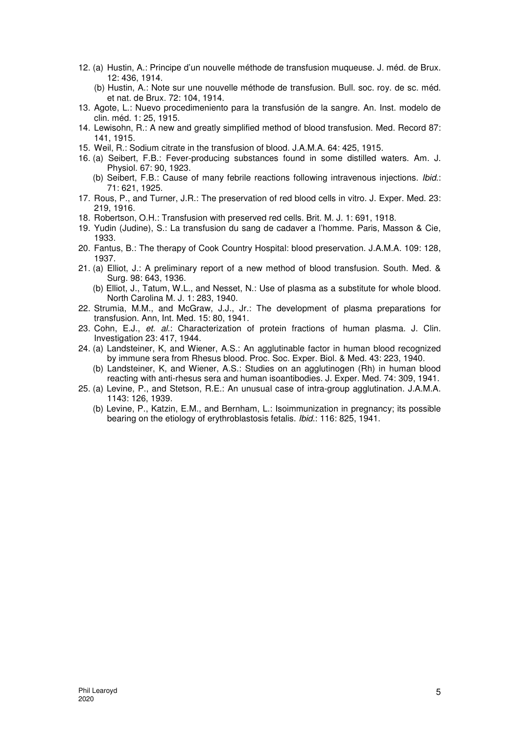12. (a) Hustin, A.: Principe d'un nouvelle méthode de transfusion muqueuse. J. méd. de Brux. 12: 436, 1914.
    (b) Hustin, A.: Note sur une nouvelle méthode de transfusion. Bull. soc. roy. de sc. méd. et nat. de Brux. 72: 104, 1914.
13. Agote, L.: Nuevo procedimeniento para la transfusión de la sangre. An. Inst. modelo de clin. méd. 1: 25, 1915.
14. Lewisohn, R.: A new and greatly simplified method of blood transfusion. Med. Record 87: 141, 1915.
15. Weil, R.: Sodium citrate in the transfusion of blood. J.A.M.A. 64: 425, 1915.
16. (a) Seibert, F.B.: Fever-producing substances found in some distilled waters. Am. J. Physiol. 67: 90, 1923.
    (b) Seibert, F.B.: Cause of many febrile reactions following intravenous injections. *Ibid.*: 71: 621, 1925.
17. Rous, P., and Turner, J.R.: The preservation of red blood cells in vitro. J. Exper. Med. 23: 219, 1916.
18. Robertson, O.H.: Transfusion with preserved red cells. Brit. M. J. 1: 691, 1918.
19. Yudin (Judine), S.: La transfusion du sang de cadaver a l'homme. Paris, Masson & Cie, 1933.
20. Fantus, B.: The therapy of Cook Country Hospital: blood preservation. J.A.M.A. 109: 128, 1937.
21. (a) Elliot, J.: A preliminary report of a new method of blood transfusion. South. Med. & Surg. 98: 643, 1936.
    (b) Elliot, J., Tatum, W.L., and Nesset, N.: Use of plasma as a substitute for whole blood. North Carolina M. J. 1: 283, 1940.
22. Strumia, M.M., and McGraw, J.J., Jr.: The development of plasma preparations for transfusion. Ann, Int. Med. 15: 80, 1941.
23. Cohn, E.J., *et. al.*: Characterization of protein fractions of human plasma. J. Clin. Investigation 23: 417, 1944.
24. (a) Landsteiner, K, and Wiener, A.S.: An agglutinable factor in human blood recognized by immune sera from Rhesus blood. Proc. Soc. Exper. Biol. & Med. 43: 223, 1940.
    (b) Landsteiner, K, and Wiener, A.S.: Studies on an agglutinogen (Rh) in human blood reacting with anti-rhesus sera and human isoantibodies. J. Exper. Med. 74: 309, 1941.
25. (a) Levine, P., and Stetson, R.E.: An unusual case of intra-group agglutination. J.A.M.A. 1143: 126, 1939.
    (b) Levine, P., Katzin, E.M., and Bernham, L.: Isoimmunization in pregnancy; its possible bearing on the etiology of erythroblastosis fetalis. *Ibid.*: 116: 825, 1941.